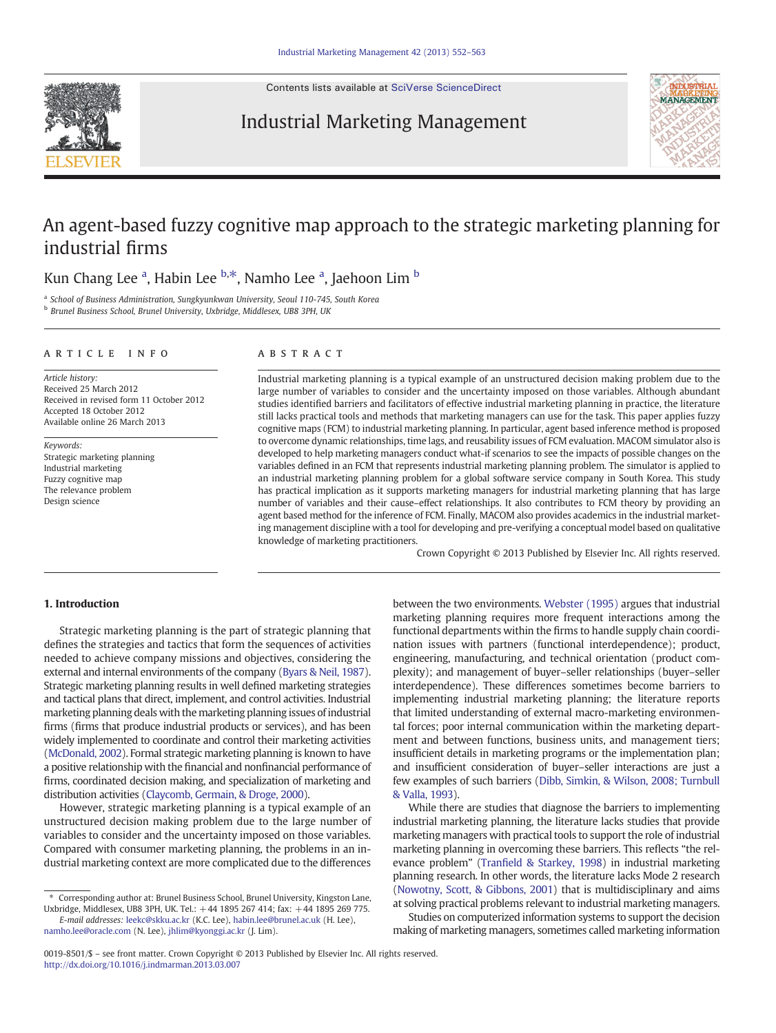# An agent-based fuzzy cognitive map approach to the strategic marketing planning for industrial firms

Kun Chang Lee [a], Habin Lee [b,*], Namho Lee [a], Jaehoon Lim [b]

[a] School of Business Administration, Sungkyunkwan University, Seoul 110-745, South Korea
[b] Brunel Business School, Brunel University, Uxbridge, Middlesex, UB8 3PH, UK

## ARTICLE INFO

*Article history:*
Received 25 March 2012
Received in revised form 11 October 2012
Accepted 18 October 2012
Available online 26 March 2013

*Keywords:*
Strategic marketing planning
Industrial marketing
Fuzzy cognitive map
The relevance problem
Design science

## ABSTRACT

Industrial marketing planning is a typical example of an unstructured decision making problem due to the large number of variables to consider and the uncertainty imposed on those variables. Although abundant studies identified barriers and facilitators of effective industrial marketing planning in practice, the literature still lacks practical tools and methods that marketing managers can use for the task. This paper applies fuzzy cognitive maps (FCM) to industrial marketing planning. In particular, agent based inference method is proposed to overcome dynamic relationships, time lags, and reusability issues of FCM evaluation. MACOM simulator also is developed to help marketing managers conduct what-if scenarios to see the impacts of possible changes on the variables defined in an FCM that represents industrial marketing planning problem. The simulator is applied to an industrial marketing planning problem for a global software service company in South Korea. This study has practical implication as it supports marketing managers for industrial marketing planning that has large number of variables and their cause–effect relationships. It also contributes to FCM theory by providing an agent based method for the inference of FCM. Finally, MACOM also provides academics in the industrial marketing management discipline with a tool for developing and pre-verifying a conceptual model based on qualitative knowledge of marketing practitioners.

Crown Copyright © 2013 Published by Elsevier Inc. All rights reserved.

## 1. Introduction

Strategic marketing planning is the part of strategic planning that defines the strategies and tactics that form the sequences of activities needed to achieve company missions and objectives, considering the external and internal environments of the company (Byars & Neil, 1987). Strategic marketing planning results in well defined marketing strategies and tactical plans that direct, implement, and control activities. Industrial marketing planning deals with the marketing planning issues of industrial firms (firms that produce industrial products or services), and has been widely implemented to coordinate and control their marketing activities (McDonald, 2002). Formal strategic marketing planning is known to have a positive relationship with the financial and nonfinancial performance of firms, coordinated decision making, and specialization of marketing and distribution activities (Claycomb, Germain, & Droge, 2000).

However, strategic marketing planning is a typical example of an unstructured decision making problem due to the large number of variables to consider and the uncertainty imposed on those variables. Compared with consumer marketing planning, the problems in an industrial marketing context are more complicated due to the differences between the two environments. Webster (1995) argues that industrial marketing planning requires more frequent interactions among the functional departments within the firms to handle supply chain coordination issues with partners (functional interdependence); product, engineering, manufacturing, and technical orientation (product complexity); and management of buyer–seller relationships (buyer–seller interdependence). These differences sometimes become barriers to implementing industrial marketing planning; the literature reports that limited understanding of external macro-marketing environmental forces; poor internal communication within the marketing department and between functions, business units, and management tiers; insufficient details in marketing programs or the implementation plan; and insufficient consideration of buyer–seller interactions are just a few examples of such barriers (Dibb, Simkin, & Wilson, 2008; Turnbull & Valla, 1993).

While there are studies that diagnose the barriers to implementing industrial marketing planning, the literature lacks studies that provide marketing managers with practical tools to support the role of industrial marketing planning in overcoming these barriers. This reflects "the relevance problem" (Tranfield & Starkey, 1998) in industrial marketing planning research. In other words, the literature lacks Mode 2 research (Nowotny, Scott, & Gibbons, 2001) that is multidisciplinary and aims at solving practical problems relevant to industrial marketing managers.

Studies on computerized information systems to support the decision making of marketing managers, sometimes called marketing information

---

\* Corresponding author at: Brunel Business School, Brunel University, Kingston Lane, Uxbridge, Middlesex, UB8 3PH, UK. Tel.: +44 1895 267 414; fax: +44 1895 269 775.
*E-mail addresses:* leekc@skku.ac.kr (K.C. Lee), habin.lee@brunel.ac.uk (H. Lee), namho.lee@oracle.com (N. Lee), jhlim@kyonggi.ac.kr (J. Lim).

0019-8501/$ – see front matter. Crown Copyright © 2013 Published by Elsevier Inc. All rights reserved.
http://dx.doi.org/10.1016/j.indmarman.2013.03.007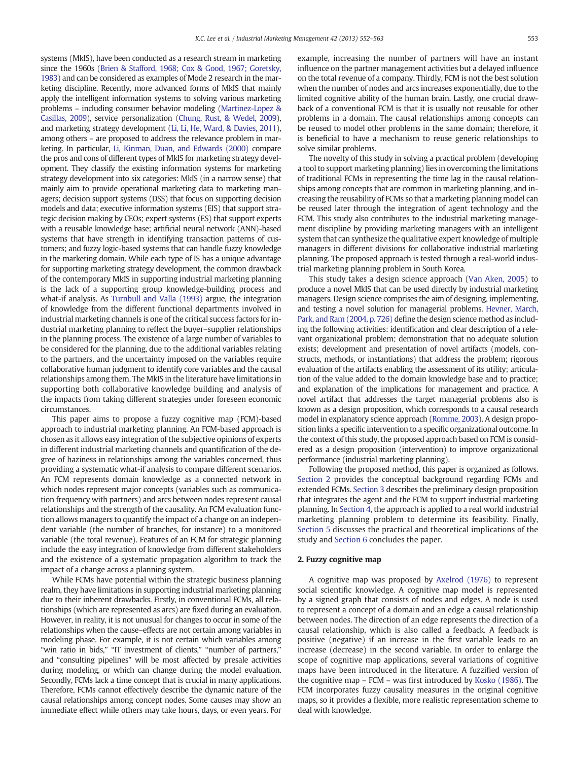systems (MkIS), have been conducted as a research stream in marketing since the 1960s (Brien & Stafford, 1968; Cox & Good, 1967; Goretsky, 1983) and can be considered as examples of Mode 2 research in the marketing discipline. Recently, more advanced forms of MkIS that mainly apply the intelligent information systems to solving various marketing problems – including consumer behavior modeling (Martinez-Lopez & Casillas, 2009), service personalization (Chung, Rust, & Wedel, 2009), and marketing strategy development (Li, Li, He, Ward, & Davies, 2011), among others – are proposed to address the relevance problem in marketing. In particular, Li, Kinman, Duan, and Edwards (2000) compare the pros and cons of different types of MkIS for marketing strategy development. They classify the existing information systems for marketing strategy development into six categories: MkIS (in a narrow sense) that mainly aim to provide operational marketing data to marketing managers; decision support systems (DSS) that focus on supporting decision models and data; executive information systems (EIS) that support strategic decision making by CEOs; expert systems (ES) that support experts with a reusable knowledge base; artificial neural network (ANN)-based systems that have strength in identifying transaction patterns of customers; and fuzzy logic-based systems that can handle fuzzy knowledge in the marketing domain. While each type of IS has a unique advantage for supporting marketing strategy development, the common drawback of the contemporary MkIS in supporting industrial marketing planning is the lack of a supporting group knowledge-building process and what-if analysis. As Turnbull and Valla (1993) argue, the integration of knowledge from the different functional departments involved in industrial marketing channels is one of the critical success factors for industrial marketing planning to reflect the buyer–supplier relationships in the planning process. The existence of a large number of variables to be considered for the planning, due to the additional variables relating to the partners, and the uncertainty imposed on the variables require collaborative human judgment to identify core variables and the causal relationships among them. The MkIS in the literature have limitations in supporting both collaborative knowledge building and analysis of the impacts from taking different strategies under foreseen economic circumstances.

This paper aims to propose a fuzzy cognitive map (FCM)-based approach to industrial marketing planning. An FCM-based approach is chosen as it allows easy integration of the subjective opinions of experts in different industrial marketing channels and quantification of the degree of haziness in relationships among the variables concerned, thus providing a systematic what-if analysis to compare different scenarios. An FCM represents domain knowledge as a connected network in which nodes represent major concepts (variables such as communication frequency with partners) and arcs between nodes represent causal relationships and the strength of the causality. An FCM evaluation function allows managers to quantify the impact of a change on an independent variable (the number of branches, for instance) to a monitored variable (the total revenue). Features of an FCM for strategic planning include the easy integration of knowledge from different stakeholders and the existence of a systematic propagation algorithm to track the impact of a change across a planning system.

While FCMs have potential within the strategic business planning realm, they have limitations in supporting industrial marketing planning due to their inherent drawbacks. Firstly, in conventional FCMs, all relationships (which are represented as arcs) are fixed during an evaluation. However, in reality, it is not unusual for changes to occur in some of the relationships when the cause–effects are not certain among variables in modeling phase. For example, it is not certain which variables among "win ratio in bids," "IT investment of clients," "number of partners," and "consulting pipelines" will be most affected by presale activities during modeling, or which can change during the model evaluation. Secondly, FCMs lack a time concept that is crucial in many applications. Therefore, FCMs cannot effectively describe the dynamic nature of the causal relationships among concept nodes. Some causes may show an immediate effect while others may take hours, days, or even years. For example, increasing the number of partners will have an instant influence on the partner management activities but a delayed influence on the total revenue of a company. Thirdly, FCM is not the best solution when the number of nodes and arcs increases exponentially, due to the limited cognitive ability of the human brain. Lastly, one crucial drawback of a conventional FCM is that it is usually not reusable for other problems in a domain. The causal relationships among concepts can be reused to model other problems in the same domain; therefore, it is beneficial to have a mechanism to reuse generic relationships to solve similar problems.

The novelty of this study in solving a practical problem (developing a tool to support marketing planning) lies in overcoming the limitations of traditional FCMs in representing the time lag in the causal relationships among concepts that are common in marketing planning, and increasing the reusability of FCMs so that a marketing planning model can be reused later through the integration of agent technology and the FCM. This study also contributes to the industrial marketing management discipline by providing marketing managers with an intelligent system that can synthesize the qualitative expert knowledge of multiple managers in different divisions for collaborative industrial marketing planning. The proposed approach is tested through a real-world industrial marketing planning problem in South Korea.

This study takes a design science approach (Van Aken, 2005) to produce a novel MkIS that can be used directly by industrial marketing managers. Design science comprises the aim of designing, implementing, and testing a novel solution for managerial problems. Hevner, March, Park, and Ram (2004, p. 726) define the design science method as including the following activities: identification and clear description of a relevant organizational problem; demonstration that no adequate solution exists; development and presentation of novel artifacts (models, constructs, methods, or instantiations) that address the problem; rigorous evaluation of the artifacts enabling the assessment of its utility; articulation of the value added to the domain knowledge base and to practice; and explanation of the implications for management and practice. A novel artifact that addresses the target managerial problems also is known as a design proposition, which corresponds to a causal research model in explanatory science approach (Romme, 2003). A design proposition links a specific intervention to a specific organizational outcome. In the context of this study, the proposed approach based on FCM is considered as a design proposition (intervention) to improve organizational performance (industrial marketing planning).

Following the proposed method, this paper is organized as follows. Section 2 provides the conceptual background regarding FCMs and extended FCMs. Section 3 describes the preliminary design proposition that integrates the agent and the FCM to support industrial marketing planning. In Section 4, the approach is applied to a real world industrial marketing planning problem to determine its feasibility. Finally, Section 5 discusses the practical and theoretical implications of the study and Section 6 concludes the paper.

## 2. Fuzzy cognitive map

A cognitive map was proposed by Axelrod (1976) to represent social scientific knowledge. A cognitive map model is represented by a signed graph that consists of nodes and edges. A node is used to represent a concept of a domain and an edge a causal relationship between nodes. The direction of an edge represents the direction of a causal relationship, which is also called a feedback. A feedback is positive (negative) if an increase in the first variable leads to an increase (decrease) in the second variable. In order to enlarge the scope of cognitive map applications, several variations of cognitive maps have been introduced in the literature. A fuzzified version of the cognitive map – FCM – was first introduced by Kosko (1986). The FCM incorporates fuzzy causality measures in the original cognitive maps, so it provides a flexible, more realistic representation scheme to deal with knowledge.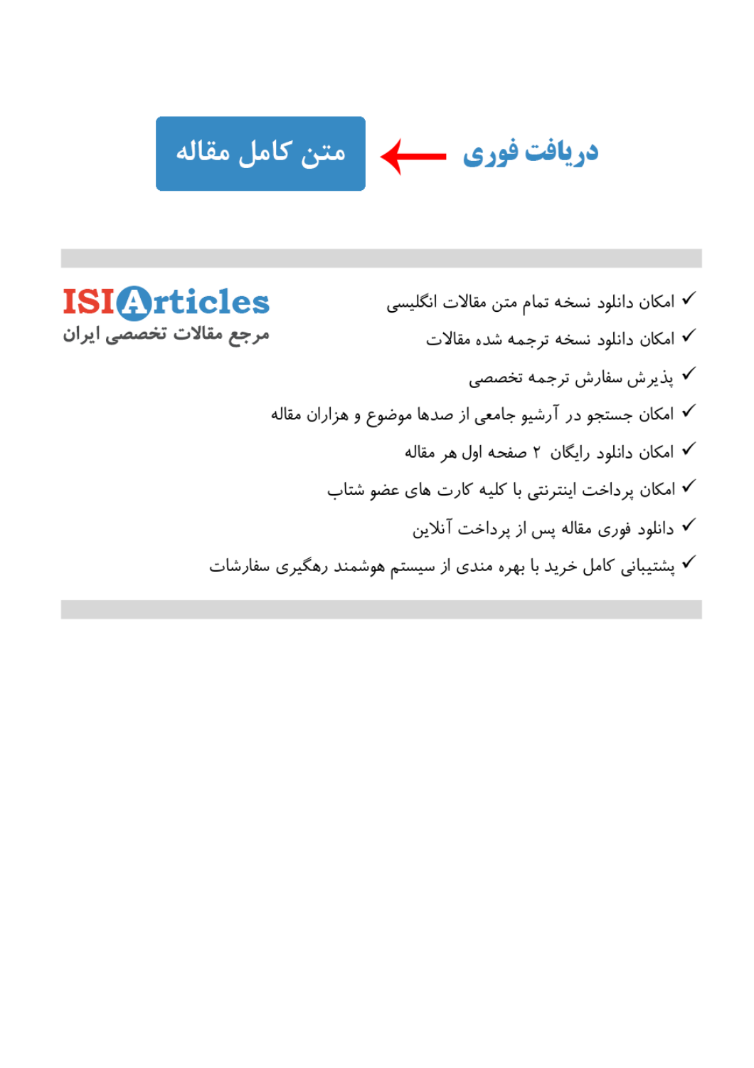دریافت فوری ← متن کامل مقاله

**ISIArticles**
مرجع مقالات تخصصی ایران

- ✓ امکان دانلود نسخه تمام متن مقالات انگلیسی
- ✓ امکان دانلود نسخه ترجمه شده مقالات
- ✓ پذیرش سفارش ترجمه تخصصی
- ✓ امکان جستجو در آرشیو جامعی از صدها موضوع و هزاران مقاله
- ✓ امکان دانلود رایگان ۲ صفحه اول هر مقاله
- ✓ امکان پرداخت اینترنتی با کلیه کارت های عضو شتاب
- ✓ دانلود فوری مقاله پس از پرداخت آنلاین
- ✓ پشتیبانی کامل خرید با بهره مندی از سیستم هوشمند رهگیری سفارشات